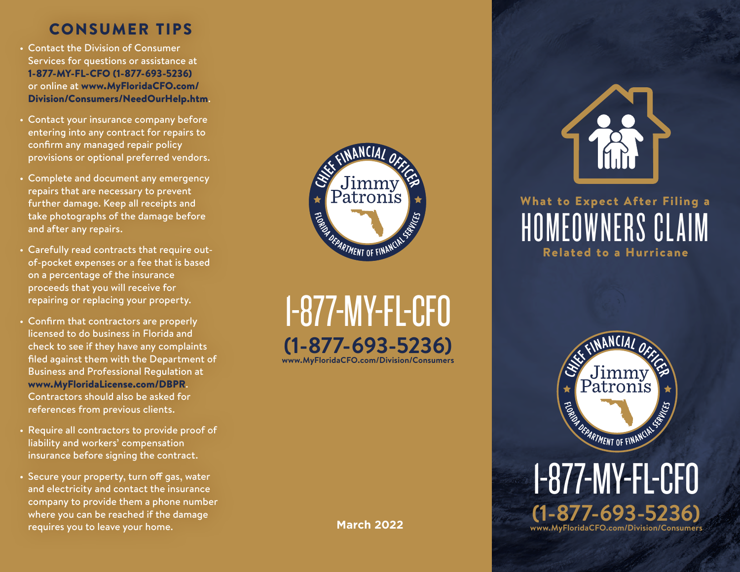## CONSUMER TIPS

- Contact the Division of Consumer Services for questions or assistance at **1-877-MY-FL-CFO (1-877-693-5236)** or online at **www.MyFloridaCFO.com/Division/Consumers/NeedOurHelp.htm**.
- Contact your insurance company before entering into any contract for repairs to confirm any managed repair policy provisions or optional preferred vendors.
- Complete and document any emergency repairs that are necessary to prevent further damage. Keep all receipts and take photographs of the damage before and after any repairs.
- Carefully read contracts that require out-of-pocket expenses or a fee that is based on a percentage of the insurance proceeds that you will receive for repairing or replacing your property.
- Confirm that contractors are properly licensed to do business in Florida and check to see if they have any complaints filed against them with the Department of Business and Professional Regulation at **www.MyFloridaLicense.com/DBPR**. Contractors should also be asked for references from previous clients.
- Require all contractors to provide proof of liability and workers' compensation insurance before signing the contract.
- Secure your property, turn off gas, water and electricity and contact the insurance company to provide them a phone number where you can be reached if the damage requires you to leave your home.

CHIEF FINANCIAL OFFICER Jimmy Patronis – FLORIDA DEPARTMENT OF FINANCIAL SERVICES

# 1-877-MY-FL-CFO

**(1-877-693-5236)**

**www.MyFloridaCFO.com/Division/Consumers**

**March 2022**

What to Expect After Filing a

# HOMEOWNERS CLAIM

Related to a Hurricane

CHIEF FINANCIAL OFFICER Jimmy Patronis – FLORIDA DEPARTMENT OF FINANCIAL SERVICES

# 1-877-MY-FL-CFO

**(1-877-693-5236)**

**www.MyFloridaCFO.com/Division/Consumers**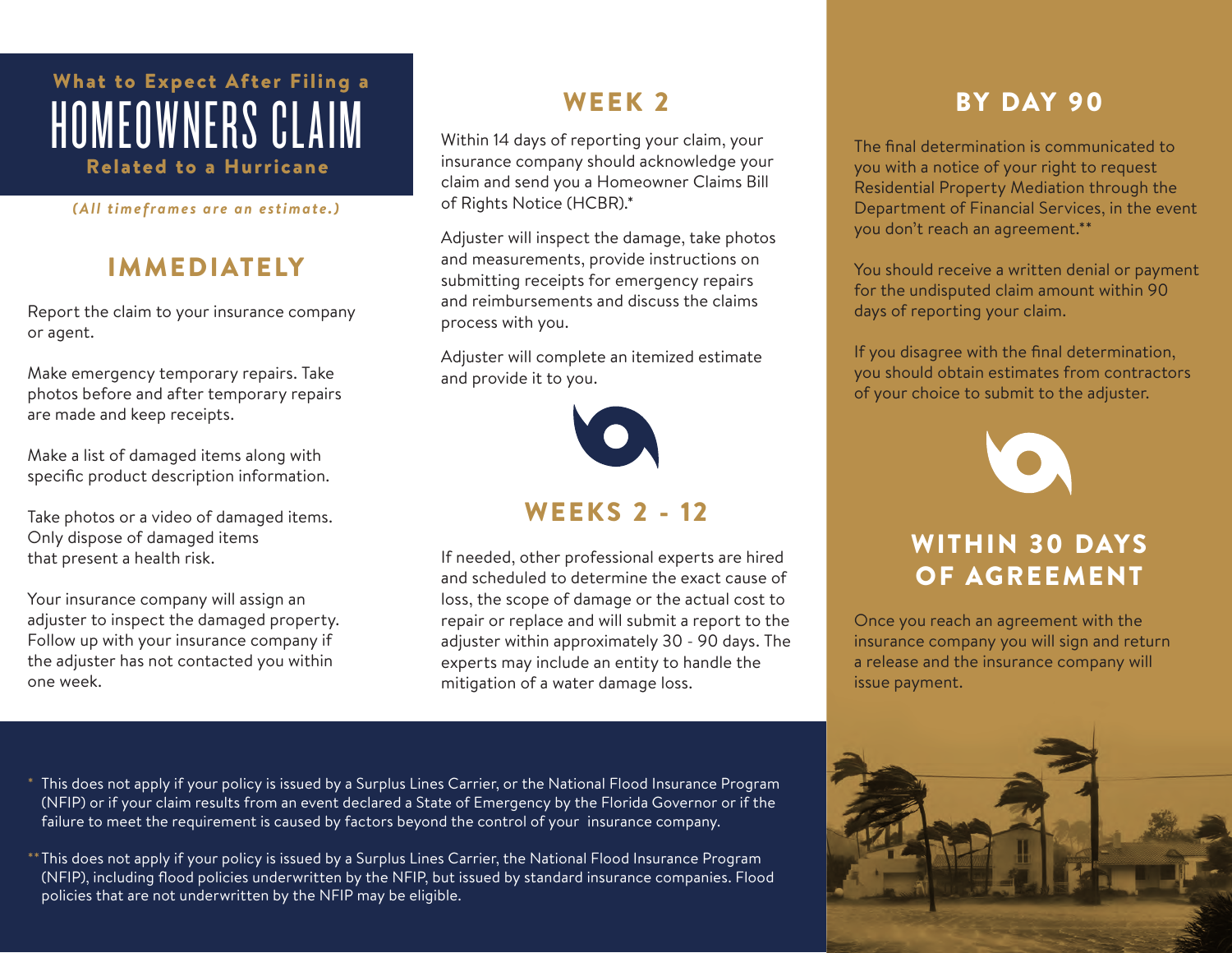What to Expect After Filing a

# HOMEOWNERS CLAIM

Related to a Hurricane

*(All timeframes are an estimate.)*

## IMMEDIATELY

Report the claim to your insurance company or agent.

Make emergency temporary repairs. Take photos before and after temporary repairs are made and keep receipts.

Make a list of damaged items along with specific product description information.

Take photos or a video of damaged items. Only dispose of damaged items that present a health risk.

Your insurance company will assign an adjuster to inspect the damaged property. Follow up with your insurance company if the adjuster has not contacted you within one week.

## WEEK 2

Within 14 days of reporting your claim, your insurance company should acknowledge your claim and send you a Homeowner Claims Bill of Rights Notice (HCBR).*

Adjuster will inspect the damage, take photos and measurements, provide instructions on submitting receipts for emergency repairs and reimbursements and discuss the claims process with you.

Adjuster will complete an itemized estimate and provide it to you.

## WEEKS 2 - 12

If needed, other professional experts are hired and scheduled to determine the exact cause of loss, the scope of damage or the actual cost to repair or replace and will submit a report to the adjuster within approximately 30 - 90 days. The experts may include an entity to handle the mitigation of a water damage loss.

## BY DAY 90

The final determination is communicated to you with a notice of your right to request Residential Property Mediation through the Department of Financial Services, in the event you don't reach an agreement.**

You should receive a written denial or payment for the undisputed claim amount within 90 days of reporting your claim.

If you disagree with the final determination, you should obtain estimates from contractors of your choice to submit to the adjuster.

## WITHIN 30 DAYS OF AGREEMENT

Once you reach an agreement with the insurance company you will sign and return a release and the insurance company will issue payment.

* This does not apply if your policy is issued by a Surplus Lines Carrier, or the National Flood Insurance Program (NFIP) or if your claim results from an event declared a State of Emergency by the Florida Governor or if the failure to meet the requirement is caused by factors beyond the control of your insurance company.

** This does not apply if your policy is issued by a Surplus Lines Carrier, the National Flood Insurance Program (NFIP), including flood policies underwritten by the NFIP, but issued by standard insurance companies. Flood policies that are not underwritten by the NFIP may be eligible.